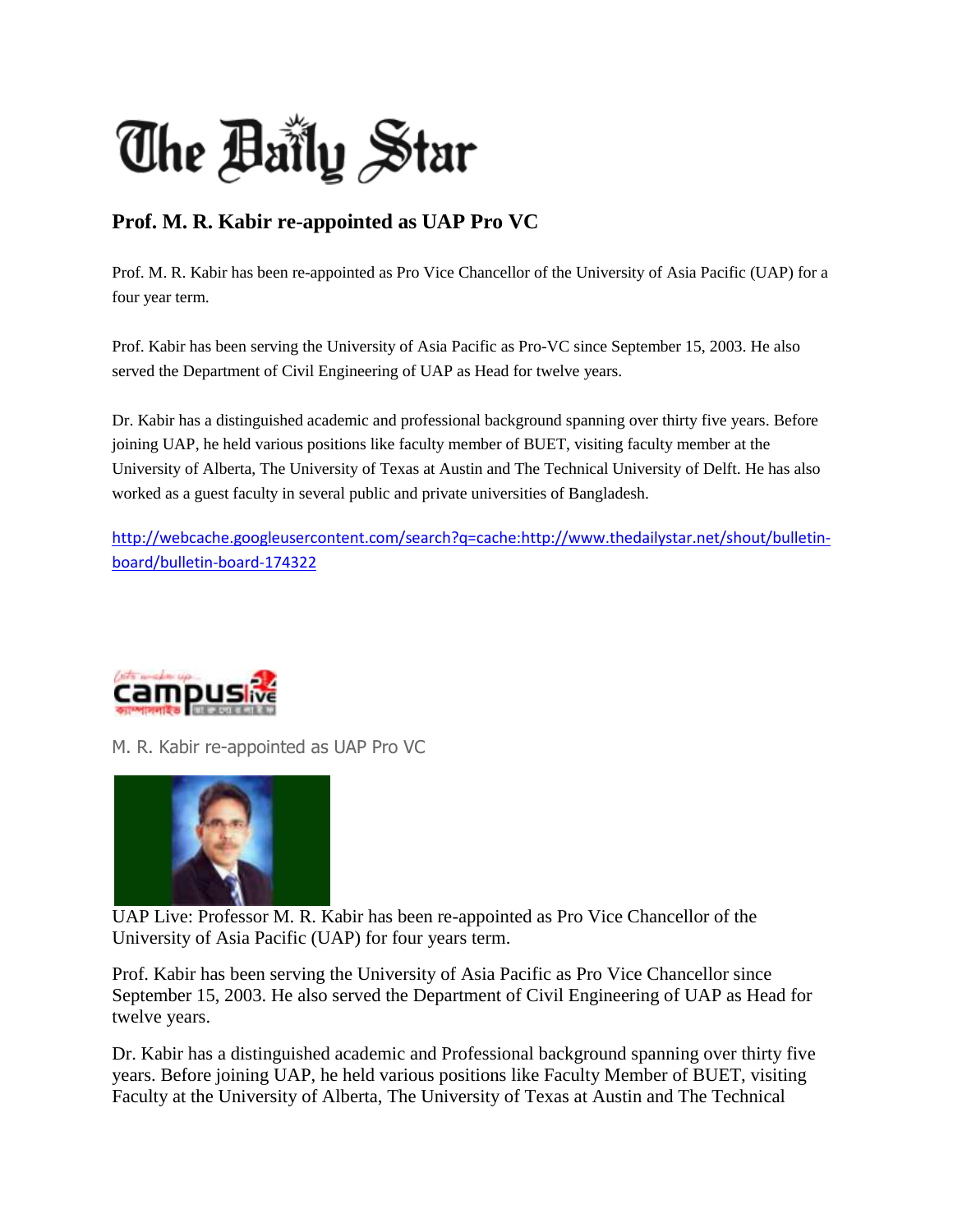# The Daily Star

## Prof. M. R. Kabir re-appointed as UAP Pro VC

Prof. M. R. Kabir has been re-appointed as Pro Vice Chancellor of the University of Asia Pacific (UAP) for a four year term.

Prof. Kabir has been serving the University of Asia Pacific as Pro-VC since September 15, 2003. He also served the Department of Civil Engineering of UAP as Head for twelve years.

Dr. Kabir has a distinguished academic and professional background spanning over thirty five years. Before joining UAP, he held various positions like faculty member of BUET, visiting faculty member at the University of Alberta, The University of Texas at Austin and The Technical University of Delft. He has also worked as a guest faculty in several public and private universities of Bangladesh.

http://webcache.googleusercontent.com/search?q=cache:http://www.thedailystar.net/shout/bulletin-board/bulletin-board-174322

campuslive

M. R. Kabir re-appointed as UAP Pro VC

UAP Live: Professor M. R. Kabir has been re-appointed as Pro Vice Chancellor of the University of Asia Pacific (UAP) for four years term.

Prof. Kabir has been serving the University of Asia Pacific as Pro Vice Chancellor since September 15, 2003. He also served the Department of Civil Engineering of UAP as Head for twelve years.

Dr. Kabir has a distinguished academic and Professional background spanning over thirty five years. Before joining UAP, he held various positions like Faculty Member of BUET, visiting Faculty at the University of Alberta, The University of Texas at Austin and The Technical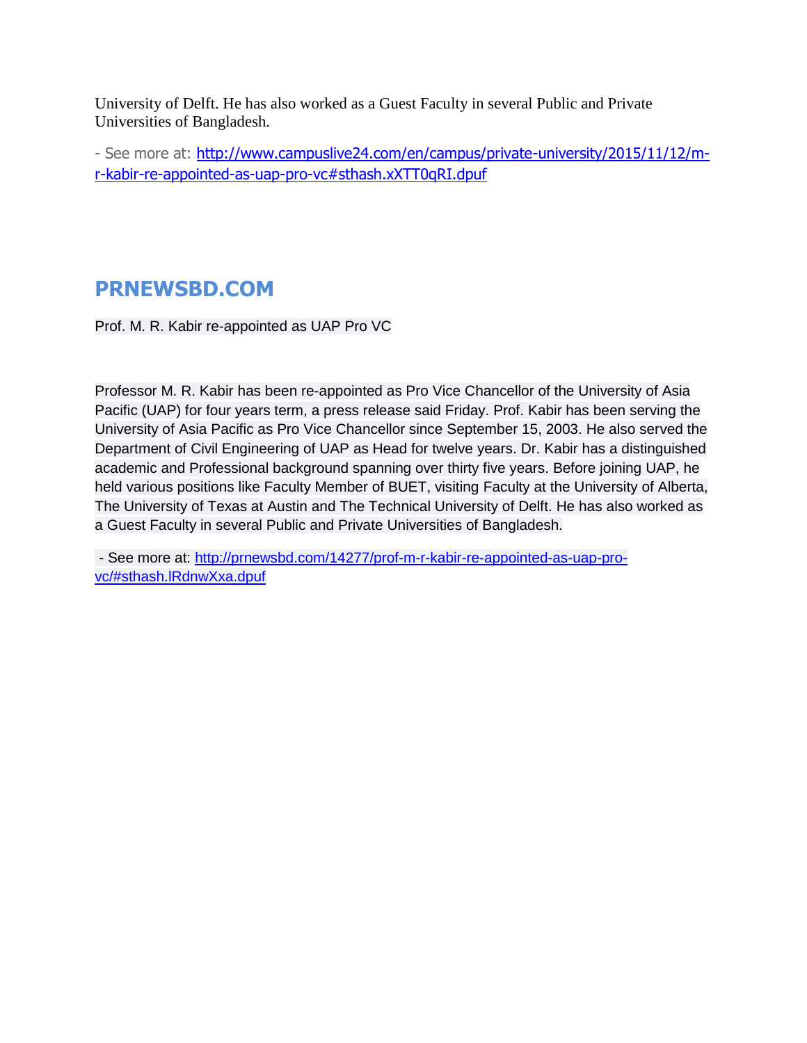University of Delft. He has also worked as a Guest Faculty in several Public and Private Universities of Bangladesh.

- See more at: http://www.campuslive24.com/en/campus/private-university/2015/11/12/m-r-kabir-re-appointed-as-uap-pro-vc#sthash.xXTT0qRI.dpuf

## PRNEWSBD.COM

Prof. M. R. Kabir re-appointed as UAP Pro VC

Professor M. R. Kabir has been re-appointed as Pro Vice Chancellor of the University of Asia Pacific (UAP) for four years term, a press release said Friday. Prof. Kabir has been serving the University of Asia Pacific as Pro Vice Chancellor since September 15, 2003. He also served the Department of Civil Engineering of UAP as Head for twelve years. Dr. Kabir has a distinguished academic and Professional background spanning over thirty five years. Before joining UAP, he held various positions like Faculty Member of BUET, visiting Faculty at the University of Alberta, The University of Texas at Austin and The Technical University of Delft. He has also worked as a Guest Faculty in several Public and Private Universities of Bangladesh.

- See more at: http://prnewsbd.com/14277/prof-m-r-kabir-re-appointed-as-uap-pro-vc/#sthash.lRdnwXxa.dpuf